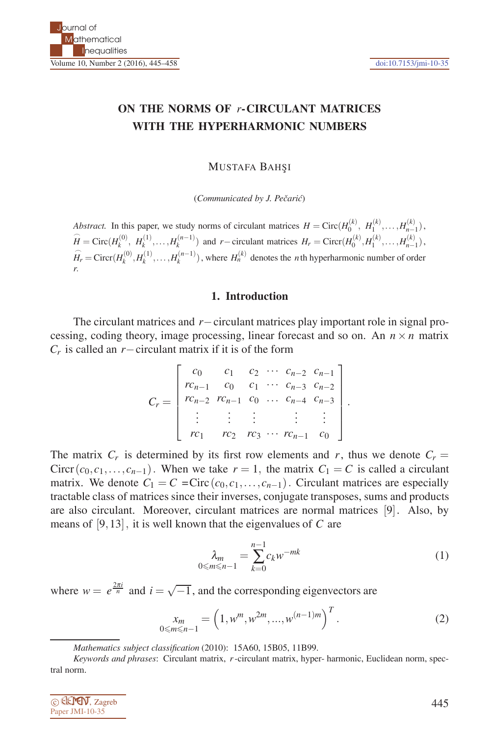# ON THE NORMS OF $r$-CIRCULANT MATRICES WITH THE HYPERHARMONIC NUMBERS

MUSTAFA BAHŞI

(*Communicated by J. Pečarić*)

*Abstract.* In this paper, we study norms of circulant matrices $H = \text{Circ}(H_0^{(k)},\ H_1^{(k)}, \ldots, H_{n-1}^{(k)})$, $\widehat{H} = \text{Circ}(H_k^{(0)},\ H_k^{(1)}, \ldots, H_k^{(n-1)})$ and $r-$circulant matrices $H_r = \text{Circr}(H_0^{(k)}, H_1^{(k)}, \ldots, H_{n-1}^{(k)})$, $\widehat{H}_r = \text{Circr}(H_k^{(0)}, H_k^{(1)}, \ldots, H_k^{(n-1)})$, where $H_n^{(k)}$ denotes the $n$th hyperharmonic number of order $r$.

## 1. Introduction

The circulant matrices and $r-$circulant matrices play important role in signal processing, coding theory, image processing, linear forecast and so on. An $n \times n$ matrix $C_r$ is called an $r-$circulant matrix if it is of the form

$$C_r = \begin{bmatrix} c_0 & c_1 & c_2 & \cdots & c_{n-2} & c_{n-1} \\ rc_{n-1} & c_0 & c_1 & \cdots & c_{n-3} & c_{n-2} \\ rc_{n-2} & rc_{n-1} & c_0 & \ldots & c_{n-4} & c_{n-3} \\ \vdots & \vdots & \vdots & & \vdots & \vdots \\ rc_1 & rc_2 & rc_3 & \cdots & rc_{n-1} & c_0 \end{bmatrix}.$$

The matrix $C_r$ is determined by its first row elements and $r$, thus we denote $C_r = \text{Circr}(c_0, c_1, \ldots, c_{n-1})$. When we take $r = 1$, the matrix $C_1 = C$ is called a circulant matrix. We denote $C_1 = C = \text{Circ}(c_0, c_1, \ldots, c_{n-1})$. Circulant matrices are especially tractable class of matrices since their inverses, conjugate transposes, sums and products are also circulant. Moreover, circulant matrices are normal matrices [9]. Also, by means of [9, 13], it is well known that the eigenvalues of $C$ are

$$\underset{0 \leqslant m \leqslant n-1}{\lambda_m} = \sum_{k=0}^{n-1} c_k w^{-mk} \tag{1}$$

where $w = e^{\frac{2\pi i}{n}}$ and $i = \sqrt{-1}$, and the corresponding eigenvectors are

$$\underset{0 \leqslant m \leqslant n-1}{x_m} = \left(1, w^m, w^{2m}, \ldots, w^{(n-1)m}\right)^T. \tag{2}$$

---

*Mathematics subject classification* (2010): 15A60, 15B05, 11B99.

*Keywords and phrases*: Circulant matrix, $r$-circulant matrix, hyper- harmonic, Euclidean norm, spectral norm.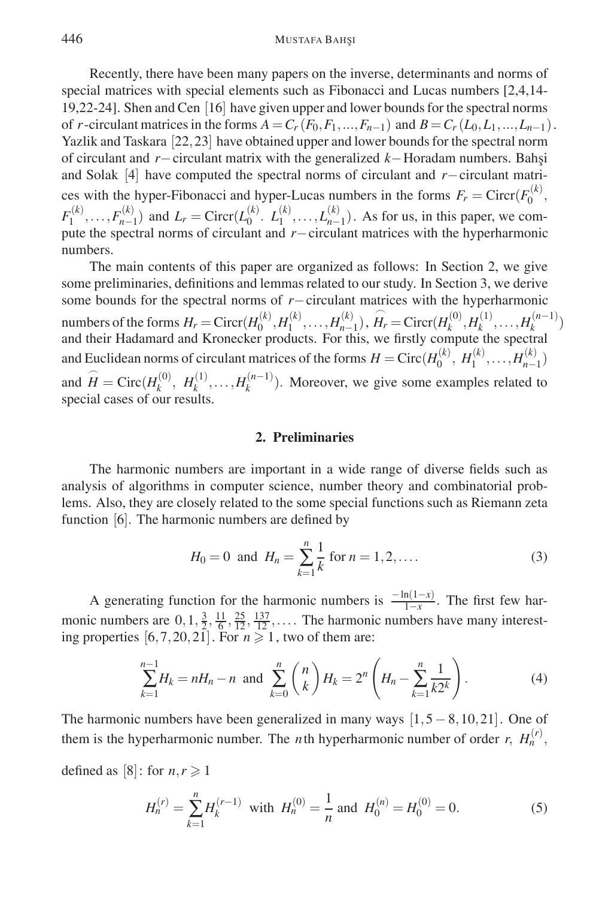Recently, there have been many papers on the inverse, determinants and norms of special matrices with special elements such as Fibonacci and Lucas numbers [2,4,14-19,22-24]. Shen and Cen [16] have given upper and lower bounds for the spectral norms of $r$-circulant matrices in the forms $A = C_r(F_0, F_1, ..., F_{n-1})$ and $B = C_r(L_0, L_1, ..., L_{n-1})$. Yazlik and Taskara [22, 23] have obtained upper and lower bounds for the spectral norm of circulant and $r-$circulant matrix with the generalized $k-$Horadam numbers. Bahşi and Solak [4] have computed the spectral norms of circulant and $r-$circulant matrices with the hyper-Fibonacci and hyper-Lucas numbers in the forms $F_r = \text{Circr}(F_0^{(k)}, F_1^{(k)}, \ldots, F_{n-1}^{(k)})$ and $L_r = \text{Circr}(L_0^{(k)}.\ L_1^{(k)}, \ldots, L_{n-1}^{(k)})$. As for us, in this paper, we compute the spectral norms of circulant and $r-$circulant matrices with the hyperharmonic numbers.

The main contents of this paper are organized as follows: In Section 2, we give some preliminaries, definitions and lemmas related to our study. In Section 3, we derive some bounds for the spectral norms of $r-$circulant matrices with the hyperharmonic numbers of the forms $H_r = \text{Circr}(H_0^{(k)}, H_1^{(k)}, \ldots, H_{n-1}^{(k)})$, $\widehat{H_r} = \text{Circr}(H_k^{(0)}, H_k^{(1)}, \ldots, H_k^{(n-1)})$ and their Hadamard and Kronecker products. For this, we firstly compute the spectral and Euclidean norms of circulant matrices of the forms $H = \text{Circ}(H_0^{(k)},\ H_1^{(k)}, \ldots, H_{n-1}^{(k)})$ and $\widehat{H} = \text{Circ}(H_k^{(0)},\ H_k^{(1)}, \ldots, H_k^{(n-1)})$. Moreover, we give some examples related to special cases of our results.

## 2. Preliminaries

The harmonic numbers are important in a wide range of diverse fields such as analysis of algorithms in computer science, number theory and combinatorial problems. Also, they are closely related to the some special functions such as Riemann zeta function [6]. The harmonic numbers are defined by

$$H_0 = 0 \text{ and } H_n = \sum_{k=1}^{n} \frac{1}{k} \text{ for } n = 1, 2, \ldots. \tag{3}$$

A generating function for the harmonic numbers is $\frac{-\ln(1-x)}{1-x}$. The first few harmonic numbers are $0, 1, \frac{3}{2}, \frac{11}{6}, \frac{25}{12}, \frac{137}{12}, \ldots$. The harmonic numbers have many interesting properties [6, 7, 20, 21]. For $n \geqslant 1$, two of them are:

$$\sum_{k=1}^{n-1} H_k = nH_n - n \text{ and } \sum_{k=0}^{n} \binom{n}{k} H_k = 2^n \left( H_n - \sum_{k=1}^{n} \frac{1}{k2^k} \right). \tag{4}$$

The harmonic numbers have been generalized in many ways [1, 5 − 8, 10, 21]. One of them is the hyperharmonic number. The $n$th hyperharmonic number of order $r$, $H_n^{(r)}$, defined as [8]: for $n, r \geqslant 1$

$$H_n^{(r)} = \sum_{k=1}^{n} H_k^{(r-1)} \text{ with } H_n^{(0)} = \frac{1}{n} \text{ and } H_0^{(n)} = H_0^{(0)} = 0. \tag{5}$$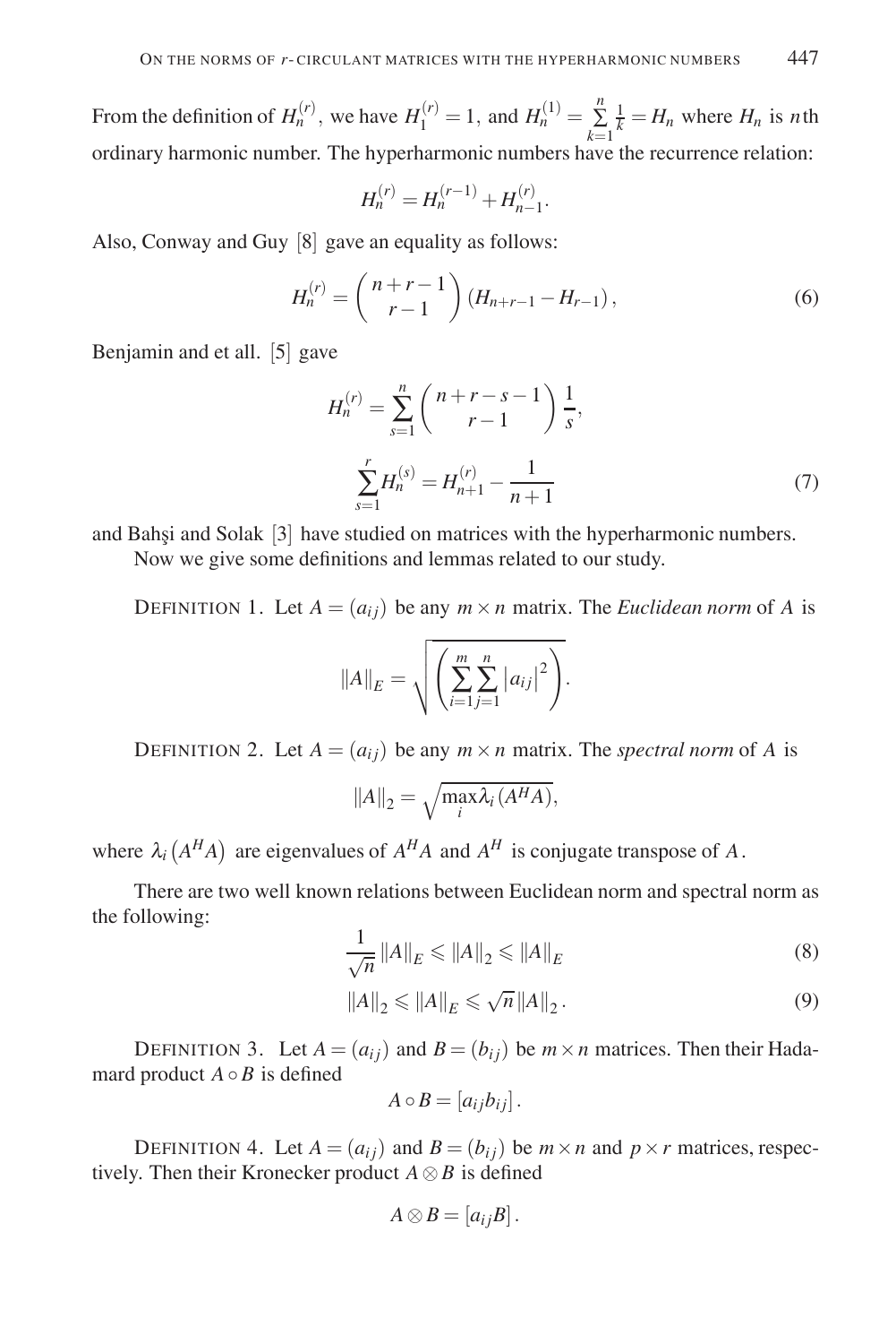From the definition of $H_n^{(r)}$, we have $H_1^{(r)} = 1$, and $H_n^{(1)} = \sum_{k=1}^{n} \frac{1}{k} = H_n$ where $H_n$ is $n$th ordinary harmonic number. The hyperharmonic numbers have the recurrence relation:

$$H_n^{(r)} = H_n^{(r-1)} + H_{n-1}^{(r)}.$$

Also, Conway and Guy [8] gave an equality as follows:

$$H_n^{(r)} = \binom{n+r-1}{r-1} \left(H_{n+r-1} - H_{r-1}\right), \tag{6}$$

Benjamin and et all. [5] gave

$$H_n^{(r)} = \sum_{s=1}^{n} \binom{n+r-s-1}{r-1} \frac{1}{s},$$

$$\sum_{s=1}^{r} H_n^{(s)} = H_{n+1}^{(r)} - \frac{1}{n+1} \tag{7}$$

and Bahşi and Solak [3] have studied on matrices with the hyperharmonic numbers.

Now we give some definitions and lemmas related to our study.

DEFINITION 1. Let $A = (a_{ij})$ be any $m \times n$ matrix. The *Euclidean norm* of $A$ is

$$\|A\|_E = \sqrt{\left(\sum_{i=1}^{m} \sum_{j=1}^{n} |a_{ij}|^2\right)}.$$

DEFINITION 2. Let $A = (a_{ij})$ be any $m \times n$ matrix. The *spectral norm* of $A$ is

$$\|A\|_2 = \sqrt{\max_i \lambda_i (A^H A)},$$

where $\lambda_i \left(A^H A\right)$ are eigenvalues of $A^H A$ and $A^H$ is conjugate transpose of $A$.

There are two well known relations between Euclidean norm and spectral norm as the following:

$$\frac{1}{\sqrt{n}} \|A\|_E \leqslant \|A\|_2 \leqslant \|A\|_E \tag{8}$$

$$\|A\|_2 \leqslant \|A\|_E \leqslant \sqrt{n} \|A\|_2. \tag{9}$$

DEFINITION 3. Let $A = (a_{ij})$ and $B = (b_{ij})$ be $m \times n$ matrices. Then their Hadamard product $A \circ B$ is defined

$$A \circ B = [a_{ij} b_{ij}].$$

DEFINITION 4. Let $A = (a_{ij})$ and $B = (b_{ij})$ be $m \times n$ and $p \times r$ matrices, respectively. Then their Kronecker product $A \otimes B$ is defined

$$A \otimes B = [a_{ij} B].$$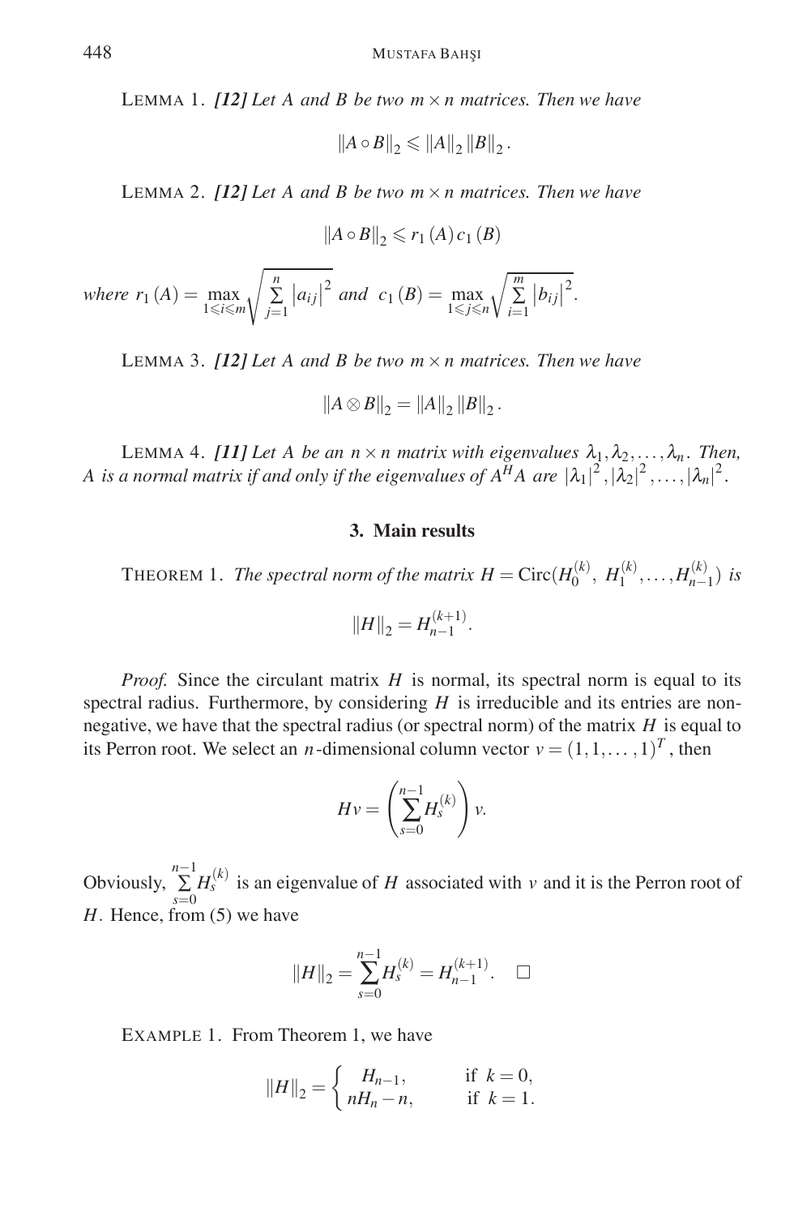LEMMA 1. *[12] Let $A$ and $B$ be two $m \times n$ matrices. Then we have*

$$\|A \circ B\|_2 \leqslant \|A\|_2 \|B\|_2 .$$

LEMMA 2. *[12] Let $A$ and $B$ be two $m \times n$ matrices. Then we have*

$$\|A \circ B\|_2 \leqslant r_1(A)\, c_1(B)$$

*where* $r_1(A) = \max\limits_{1 \leqslant i \leqslant m} \sqrt{\sum\limits_{j=1}^{n} |a_{ij}|^2}$ *and* $c_1(B) = \max\limits_{1 \leqslant j \leqslant n} \sqrt{\sum\limits_{i=1}^{m} |b_{ij}|^2}$.

LEMMA 3. *[12] Let $A$ and $B$ be two $m \times n$ matrices. Then we have*

$$\|A \otimes B\|_2 = \|A\|_2 \|B\|_2 .$$

LEMMA 4. *[11] Let $A$ be an $n \times n$ matrix with eigenvalues $\lambda_1, \lambda_2, \ldots, \lambda_n$. Then, $A$ is a normal matrix if and only if the eigenvalues of $A^H A$ are $|\lambda_1|^2, |\lambda_2|^2, \ldots, |\lambda_n|^2$.*

## 3. Main results

THEOREM 1. *The spectral norm of the matrix $H = \mathrm{Circ}(H_0^{(k)},\ H_1^{(k)}, \ldots, H_{n-1}^{(k)})$ is*

$$\|H\|_2 = H_{n-1}^{(k+1)}.$$

*Proof.* Since the circulant matrix $H$ is normal, its spectral norm is equal to its spectral radius. Furthermore, by considering $H$ is irreducible and its entries are nonnegative, we have that the spectral radius (or spectral norm) of the matrix $H$ is equal to its Perron root. We select an $n$-dimensional column vector $v = (1, 1, \ldots, 1)^T$, then

$$Hv = \left(\sum_{s=0}^{n-1} H_s^{(k)}\right) v.$$

Obviously, $\sum\limits_{s=0}^{n-1} H_s^{(k)}$ is an eigenvalue of $H$ associated with $v$ and it is the Perron root of $H$. Hence, from (5) we have

$$\|H\|_2 = \sum_{s=0}^{n-1} H_s^{(k)} = H_{n-1}^{(k+1)}. \quad \square$$

EXAMPLE 1. From Theorem 1, we have

$$\|H\|_2 = \begin{cases} H_{n-1}, & \text{if } k = 0, \\ nH_n - n, & \text{if } k = 1. \end{cases}$$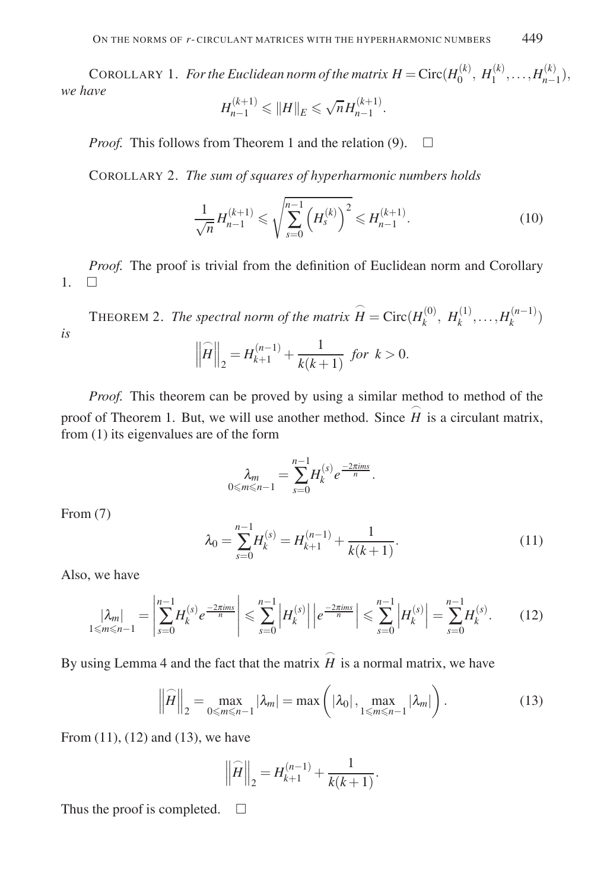COROLLARY 1. *For the Euclidean norm of the matrix $H = \mathrm{Circ}(H_0^{(k)},\ H_1^{(k)}, \ldots, H_{n-1}^{(k)})$, we have*

$$H_{n-1}^{(k+1)} \leqslant \|H\|_E \leqslant \sqrt{n} H_{n-1}^{(k+1)}.$$

*Proof.* This follows from Theorem 1 and the relation (9). $\square$

COROLLARY 2. *The sum of squares of hyperharmonic numbers holds*

$$\frac{1}{\sqrt{n}} H_{n-1}^{(k+1)} \leqslant \sqrt{\sum_{s=0}^{n-1} \left(H_s^{(k)}\right)^2} \leqslant H_{n-1}^{(k+1)}. \tag{10}$$

*Proof.* The proof is trivial from the definition of Euclidean norm and Corollary 1. $\square$

THEOREM 2. *The spectral norm of the matrix $\widehat{H} = \mathrm{Circ}(H_k^{(0)},\ H_k^{(1)}, \ldots, H_k^{(n-1)})$ is*

$$\left\|\widehat{H}\right\|_2 = H_{k+1}^{(n-1)} + \frac{1}{k(k+1)} \ \text{for}\ k > 0.$$

*Proof.* This theorem can be proved by using a similar method to method of the proof of Theorem 1. But, we will use another method. Since $\widehat{H}$ is a circulant matrix, from (1) its eigenvalues are of the form

$$\underset{0 \leqslant m \leqslant n-1}{\lambda_m} = \sum_{s=0}^{n-1} H_k^{(s)} e^{\frac{-2\pi i m s}{n}}.$$

From (7)

$$\lambda_0 = \sum_{s=0}^{n-1} H_k^{(s)} = H_{k+1}^{(n-1)} + \frac{1}{k(k+1)}. \tag{11}$$

Also, we have

$$\underset{1 \leqslant m \leqslant n-1}{|\lambda_m|} = \left| \sum_{s=0}^{n-1} H_k^{(s)} e^{\frac{-2\pi i m s}{n}} \right| \leqslant \sum_{s=0}^{n-1} \left| H_k^{(s)} \right| \left| e^{\frac{-2\pi i m s}{n}} \right| \leqslant \sum_{s=0}^{n-1} \left| H_k^{(s)} \right| = \sum_{s=0}^{n-1} H_k^{(s)}. \tag{12}$$

By using Lemma 4 and the fact that the matrix $\widehat{H}$ is a normal matrix, we have

$$\left\|\widehat{H}\right\|_2 = \max_{0 \leqslant m \leqslant n-1} |\lambda_m| = \max\left( |\lambda_0|, \max_{1 \leqslant m \leqslant n-1} |\lambda_m| \right). \tag{13}$$

From (11), (12) and (13), we have

$$\left\|\widehat{H}\right\|_2 = H_{k+1}^{(n-1)} + \frac{1}{k(k+1)}.$$

Thus the proof is completed. $\square$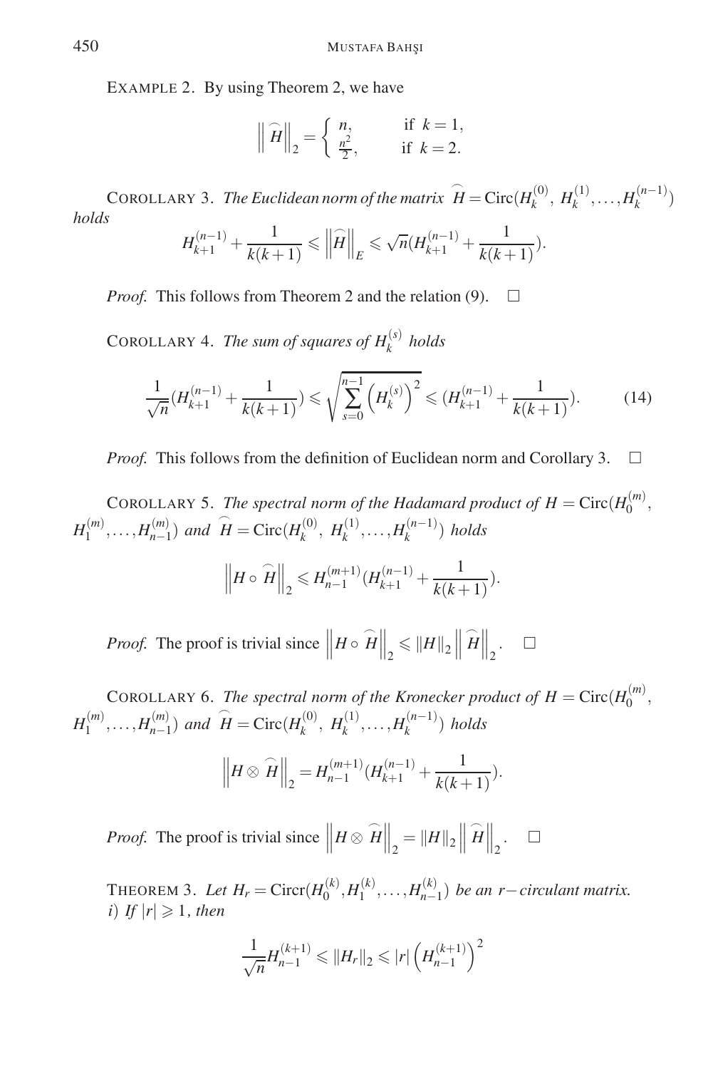EXAMPLE 2. By using Theorem 2, we have

$$\left\| \widehat{H} \right\|_2 = \begin{cases} n, & \text{if } k = 1, \\ \frac{n^2}{2}, & \text{if } k = 2. \end{cases}$$

COROLLARY 3. *The Euclidean norm of the matrix* $\widehat{H} = \mathrm{Circ}(H_k^{(0)},\ H_k^{(1)}, \ldots, H_k^{(n-1)})$ *holds*

$$H_{k+1}^{(n-1)} + \frac{1}{k(k+1)} \leqslant \left\| \widehat{H} \right\|_E \leqslant \sqrt{n}(H_{k+1}^{(n-1)} + \frac{1}{k(k+1)}).$$

*Proof.* This follows from Theorem 2 and the relation (9). $\square$

COROLLARY 4. *The sum of squares of* $H_k^{(s)}$ *holds*

$$\frac{1}{\sqrt{n}}(H_{k+1}^{(n-1)} + \frac{1}{k(k+1)}) \leqslant \sqrt{\sum_{s=0}^{n-1} \left( H_k^{(s)} \right)^2} \leqslant (H_{k+1}^{(n-1)} + \frac{1}{k(k+1)}). \tag{14}$$

*Proof.* This follows from the definition of Euclidean norm and Corollary 3. $\square$

COROLLARY 5. *The spectral norm of the Hadamard product of* $H = \mathrm{Circ}(H_0^{(m)}, H_1^{(m)}, \ldots, H_{n-1}^{(m)})$ *and* $\widehat{H} = \mathrm{Circ}(H_k^{(0)},\ H_k^{(1)}, \ldots, H_k^{(n-1)})$ *holds*

$$\left\| H \circ \widehat{H} \right\|_2 \leqslant H_{n-1}^{(m+1)}(H_{k+1}^{(n-1)} + \frac{1}{k(k+1)}).$$

*Proof.* The proof is trivial since $\left\| H \circ \widehat{H} \right\|_2 \leqslant \|H\|_2 \left\| \widehat{H} \right\|_2$. $\square$

COROLLARY 6. *The spectral norm of the Kronecker product of* $H = \mathrm{Circ}(H_0^{(m)}, H_1^{(m)}, \ldots, H_{n-1}^{(m)})$ *and* $\widehat{H} = \mathrm{Circ}(H_k^{(0)},\ H_k^{(1)}, \ldots, H_k^{(n-1)})$ *holds*

$$\left\| H \otimes \widehat{H} \right\|_2 = H_{n-1}^{(m+1)}(H_{k+1}^{(n-1)} + \frac{1}{k(k+1)}).$$

*Proof.* The proof is trivial since $\left\| H \otimes \widehat{H} \right\|_2 = \|H\|_2 \left\| \widehat{H} \right\|_2$. $\square$

THEOREM 3. *Let* $H_r = \mathrm{Circr}(H_0^{(k)}, H_1^{(k)}, \ldots, H_{n-1}^{(k)})$ *be an* $r-$*circulant matrix.*
*i) If* $|r| \geqslant 1$*, then*

$$\frac{1}{\sqrt{n}} H_{n-1}^{(k+1)} \leqslant \|H_r\|_2 \leqslant |r| \left( H_{n-1}^{(k+1)} \right)^2$$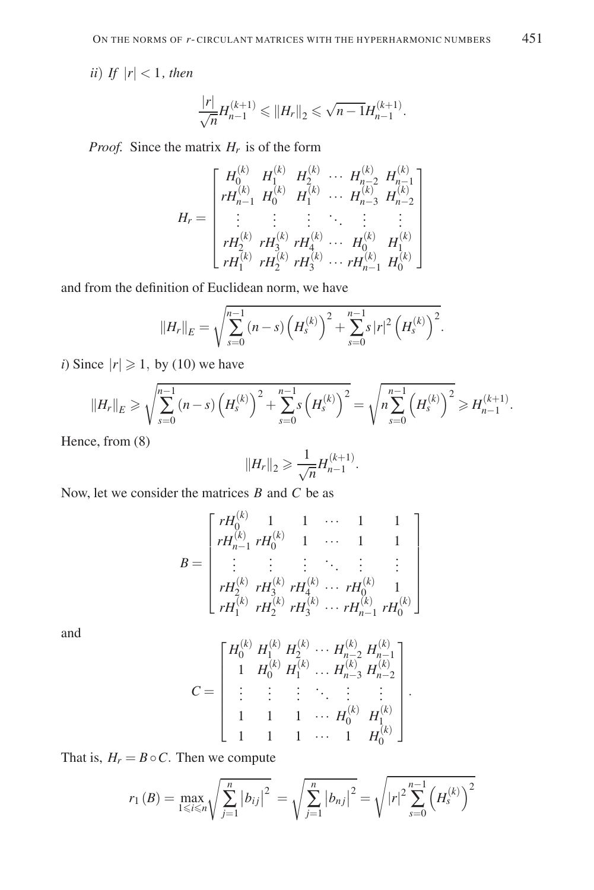*ii*) *If* $|r| < 1$*, then*

$$\frac{|r|}{\sqrt{n}} H_{n-1}^{(k+1)} \leqslant \|H_r\|_2 \leqslant \sqrt{n-1} H_{n-1}^{(k+1)}.$$

*Proof.* Since the matrix $H_r$ is of the form

$$H_r = \begin{bmatrix} H_0^{(k)} & H_1^{(k)} & H_2^{(k)} & \cdots & H_{n-2}^{(k)} & H_{n-1}^{(k)} \\ rH_{n-1}^{(k)} & H_0^{(k)} & H_1^{(k)} & \cdots & H_{n-3}^{(k)} & H_{n-2}^{(k)} \\ \vdots & \vdots & \vdots & \ddots & \vdots & \vdots \\ rH_2^{(k)} & rH_3^{(k)} & rH_4^{(k)} & \cdots & H_0^{(k)} & H_1^{(k)} \\ rH_1^{(k)} & rH_2^{(k)} & rH_3^{(k)} & \cdots & rH_{n-1}^{(k)} & H_0^{(k)} \end{bmatrix}$$

and from the definition of Euclidean norm, we have

$$\|H_r\|_E = \sqrt{\sum_{s=0}^{n-1} (n-s) \left(H_s^{(k)}\right)^2 + \sum_{s=0}^{n-1} s |r|^2 \left(H_s^{(k)}\right)^2}.$$

*i*) Since $|r| \geqslant 1$, by (10) we have

$$\|H_r\|_E \geqslant \sqrt{\sum_{s=0}^{n-1} (n-s) \left(H_s^{(k)}\right)^2 + \sum_{s=0}^{n-1} s \left(H_s^{(k)}\right)^2} = \sqrt{n \sum_{s=0}^{n-1} \left(H_s^{(k)}\right)^2} \geqslant H_{n-1}^{(k+1)}.$$

Hence, from (8)

$$\|H_r\|_2 \geqslant \frac{1}{\sqrt{n}} H_{n-1}^{(k+1)}.$$

Now, let we consider the matrices $B$ and $C$ be as

$$B = \begin{bmatrix} rH_0^{(k)} & 1 & 1 & \cdots & 1 & 1 \\ rH_{n-1}^{(k)} & rH_0^{(k)} & 1 & \cdots & 1 & 1 \\ \vdots & \vdots & \vdots & \ddots & \vdots & \vdots \\ rH_2^{(k)} & rH_3^{(k)} & rH_4^{(k)} & \cdots & rH_0^{(k)} & 1 \\ rH_1^{(k)} & rH_2^{(k)} & rH_3^{(k)} & \cdots & rH_{n-1}^{(k)} & rH_0^{(k)} \end{bmatrix}$$

and

$$C = \begin{bmatrix} H_0^{(k)} & H_1^{(k)} & H_2^{(k)} & \cdots & H_{n-2}^{(k)} & H_{n-1}^{(k)} \\ 1 & H_0^{(k)} & H_1^{(k)} & \cdots & H_{n-3}^{(k)} & H_{n-2}^{(k)} \\ \vdots & \vdots & \vdots & \ddots & \vdots & \vdots \\ 1 & 1 & 1 & \cdots & H_0^{(k)} & H_1^{(k)} \\ 1 & 1 & 1 & \cdots & 1 & H_0^{(k)} \end{bmatrix}.$$

That is, $H_r = B \circ C$. Then we compute

$$r_1(B) = \max_{1 \leqslant i \leqslant n} \sqrt{\sum_{j=1}^{n} |b_{ij}|^2} = \sqrt{\sum_{j=1}^{n} |b_{nj}|^2} = \sqrt{|r|^2 \sum_{s=0}^{n-1} \left(H_s^{(k)}\right)^2}$$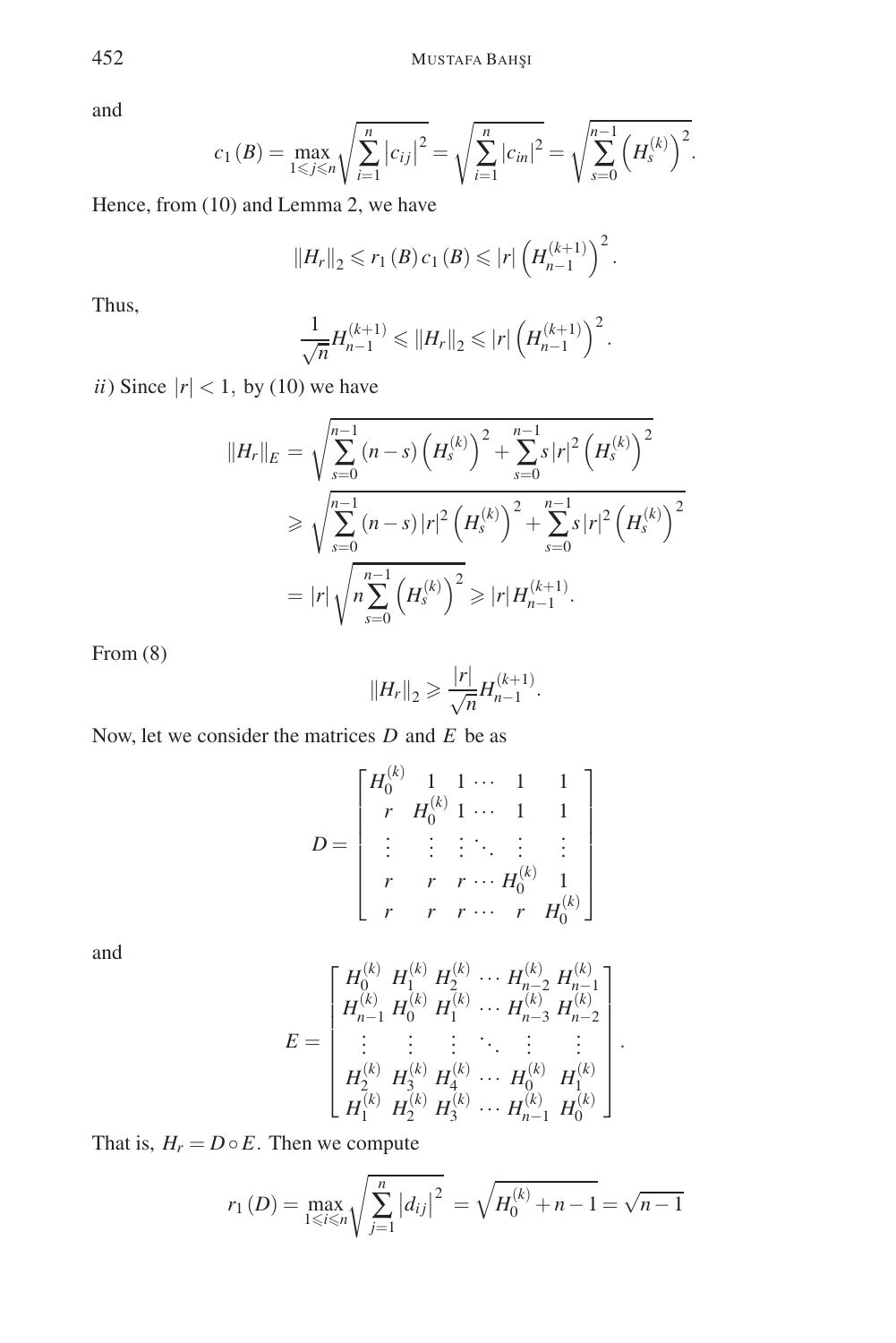and

$$c_1(B) = \max_{1 \leqslant j \leqslant n} \sqrt{\sum_{i=1}^{n} |c_{ij}|^2} = \sqrt{\sum_{i=1}^{n} |c_{in}|^2} = \sqrt{\sum_{s=0}^{n-1} \left(H_s^{(k)}\right)^2}.$$

Hence, from (10) and Lemma 2, we have

$$\|H_r\|_2 \leqslant r_1(B)\, c_1(B) \leqslant |r| \left(H_{n-1}^{(k+1)}\right)^2.$$

Thus,

$$\frac{1}{\sqrt{n}} H_{n-1}^{(k+1)} \leqslant \|H_r\|_2 \leqslant |r| \left(H_{n-1}^{(k+1)}\right)^2.$$

*ii*) Since $|r| < 1,$ by (10) we have

$$\begin{aligned}
\|H_r\|_E &= \sqrt{\sum_{s=0}^{n-1} (n-s) \left(H_s^{(k)}\right)^2 + \sum_{s=0}^{n-1} s |r|^2 \left(H_s^{(k)}\right)^2} \\
&\geqslant \sqrt{\sum_{s=0}^{n-1} (n-s) |r|^2 \left(H_s^{(k)}\right)^2 + \sum_{s=0}^{n-1} s |r|^2 \left(H_s^{(k)}\right)^2} \\
&= |r| \sqrt{n \sum_{s=0}^{n-1} \left(H_s^{(k)}\right)^2} \geqslant |r|\, H_{n-1}^{(k+1)}.
\end{aligned}$$

From (8)

$$\|H_r\|_2 \geqslant \frac{|r|}{\sqrt{n}} H_{n-1}^{(k+1)}.$$

Now, let we consider the matrices $D$ and $E$ be as

$$D = \begin{bmatrix}
H_0^{(k)} & 1 & 1 & \cdots & 1 & 1 \\
r & H_0^{(k)} & 1 & \cdots & 1 & 1 \\
\vdots & \vdots & \vdots & \ddots & \vdots & \vdots \\
r & r & r & \cdots & H_0^{(k)} & 1 \\
r & r & r & \cdots & r & H_0^{(k)}
\end{bmatrix}$$

and

$$E = \begin{bmatrix}
H_0^{(k)} & H_1^{(k)} & H_2^{(k)} & \cdots & H_{n-2}^{(k)} & H_{n-1}^{(k)} \\
H_{n-1}^{(k)} & H_0^{(k)} & H_1^{(k)} & \cdots & H_{n-3}^{(k)} & H_{n-2}^{(k)} \\
\vdots & \vdots & \vdots & \ddots & \vdots & \vdots \\
H_2^{(k)} & H_3^{(k)} & H_4^{(k)} & \cdots & H_0^{(k)} & H_1^{(k)} \\
H_1^{(k)} & H_2^{(k)} & H_3^{(k)} & \cdots & H_{n-1}^{(k)} & H_0^{(k)}
\end{bmatrix}.$$

That is, $H_r = D \circ E.$ Then we compute

$$r_1(D) = \max_{1 \leqslant i \leqslant n} \sqrt{\sum_{j=1}^{n} |d_{ij}|^2} = \sqrt{H_0^{(k)} + n - 1} = \sqrt{n-1}$$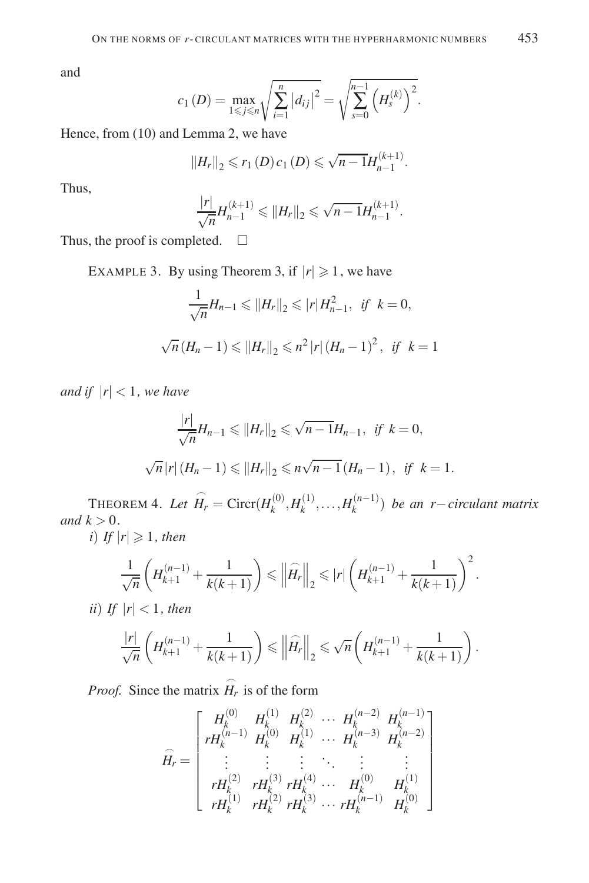and

$$c_1(D) = \max_{1 \leqslant j \leqslant n} \sqrt{\sum_{i=1}^{n} |d_{ij}|^2} = \sqrt{\sum_{s=0}^{n-1} \left(H_s^{(k)}\right)^2}.$$

Hence, from (10) and Lemma 2, we have

$$\|H_r\|_2 \leqslant r_1(D)\, c_1(D) \leqslant \sqrt{n-1} H_{n-1}^{(k+1)}.$$

Thus,

$$\frac{|r|}{\sqrt{n}} H_{n-1}^{(k+1)} \leqslant \|H_r\|_2 \leqslant \sqrt{n-1} H_{n-1}^{(k+1)}.$$

Thus, the proof is completed. $\square$

EXAMPLE 3. By using Theorem 3, if $|r| \geqslant 1$, we have

$$\frac{1}{\sqrt{n}} H_{n-1} \leqslant \|H_r\|_2 \leqslant |r| H_{n-1}^2, \ \ \textit{if} \ \ k=0,$$

$$\sqrt{n}(H_n - 1) \leqslant \|H_r\|_2 \leqslant n^2 |r| (H_n - 1)^2, \ \ \textit{if} \ \ k=1$$

*and if* $|r| < 1$*, we have*

$$\frac{|r|}{\sqrt{n}} H_{n-1} \leqslant \|H_r\|_2 \leqslant \sqrt{n-1} H_{n-1}, \ \ \textit{if} \ \ k=0,$$

$$\sqrt{n}|r|(H_n - 1) \leqslant \|H_r\|_2 \leqslant n\sqrt{n-1}(H_n - 1), \ \ \textit{if} \ \ k=1.$$

THEOREM 4. *Let* $\widehat{H_r} = \operatorname{Circr}(H_k^{(0)}, H_k^{(1)}, \ldots, H_k^{(n-1)})$ *be an* $r-$*circulant matrix and* $k > 0$.

*i) If* $|r| \geqslant 1$*, then*

$$\frac{1}{\sqrt{n}}\left(H_{k+1}^{(n-1)} + \frac{1}{k(k+1)}\right) \leqslant \left\|\widehat{H_r}\right\|_2 \leqslant |r|\left(H_{k+1}^{(n-1)} + \frac{1}{k(k+1)}\right)^2.$$

*ii) If* $|r| < 1$*, then*

$$\frac{|r|}{\sqrt{n}}\left(H_{k+1}^{(n-1)} + \frac{1}{k(k+1)}\right) \leqslant \left\|\widehat{H_r}\right\|_2 \leqslant \sqrt{n}\left(H_{k+1}^{(n-1)} + \frac{1}{k(k+1)}\right).$$

*Proof.* Since the matrix $\widehat{H_r}$ is of the form

$$\widehat{H_r} = \begin{bmatrix} H_k^{(0)} & H_k^{(1)} & H_k^{(2)} & \cdots & H_k^{(n-2)} & H_k^{(n-1)} \\ rH_k^{(n-1)} & H_k^{(0)} & H_k^{(1)} & \cdots & H_k^{(n-3)} & H_k^{(n-2)} \\ \vdots & \vdots & \vdots & \ddots & \vdots & \vdots \\ rH_k^{(2)} & rH_k^{(3)} & rH_k^{(4)} & \cdots & H_k^{(0)} & H_k^{(1)} \\ rH_k^{(1)} & rH_k^{(2)} & rH_k^{(3)} & \cdots & rH_k^{(n-1)} & H_k^{(0)} \end{bmatrix}$$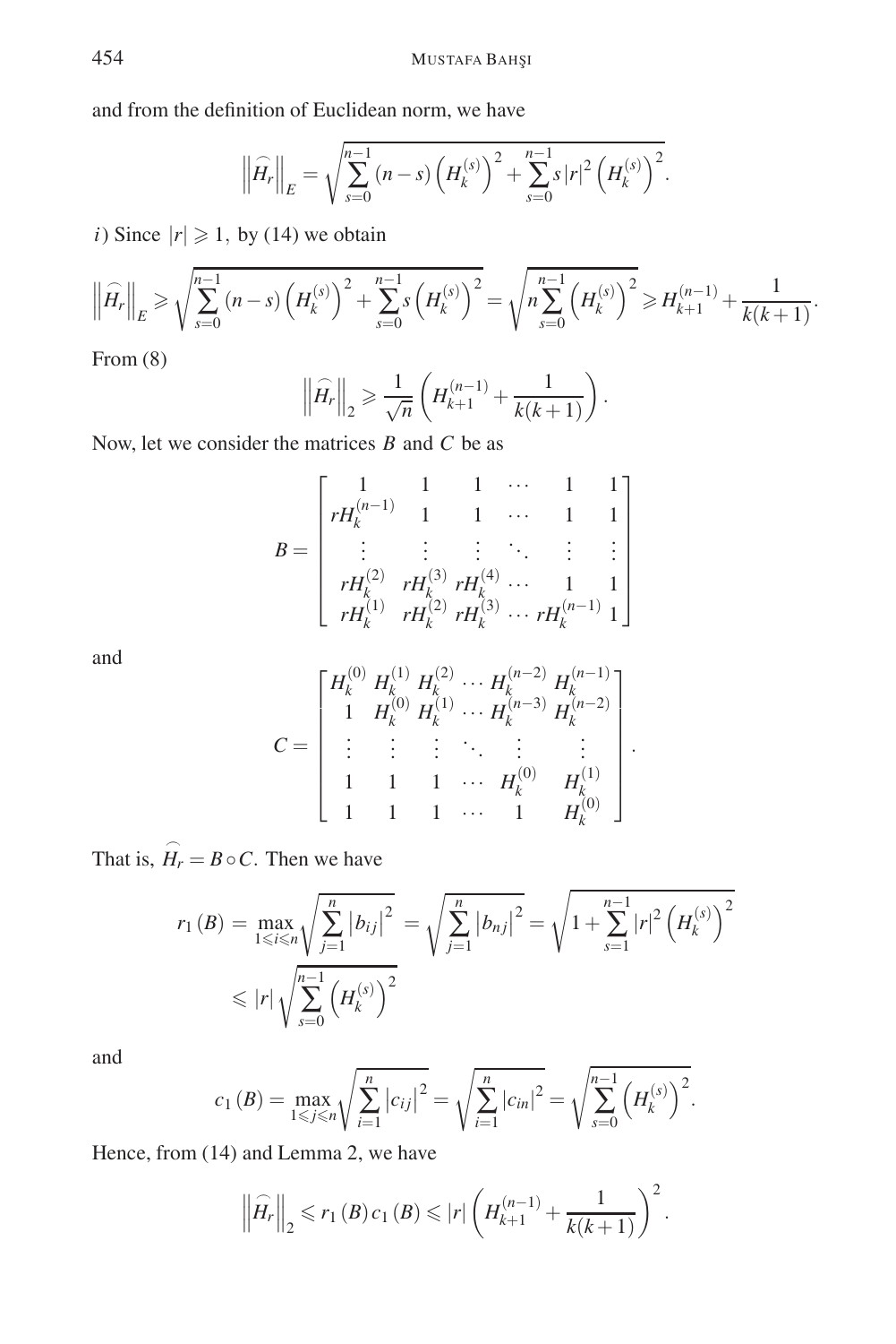and from the definition of Euclidean norm, we have

$$\left\|\widehat{H_r}\right\|_E=\sqrt{\sum_{s=0}^{n-1}(n-s)\left(H_k^{(s)}\right)^2+\sum_{s=0}^{n-1}s\,|r|^2\left(H_k^{(s)}\right)^2}.$$

*i*) Since $|r|\geqslant 1,$ by (14) we obtain

$$\left\|\widehat{H_r}\right\|_E\geqslant\sqrt{\sum_{s=0}^{n-1}(n-s)\left(H_k^{(s)}\right)^2+\sum_{s=0}^{n-1}s\left(H_k^{(s)}\right)^2}=\sqrt{n\sum_{s=0}^{n-1}\left(H_k^{(s)}\right)^2}\geqslant H_{k+1}^{(n-1)}+\frac{1}{k(k+1)}.$$

From (8)

$$\left\|\widehat{H_r}\right\|_2\geqslant\frac{1}{\sqrt{n}}\left(H_{k+1}^{(n-1)}+\frac{1}{k(k+1)}\right).$$

Now, let we consider the matrices $B$ and $C$ be as

$$B=\begin{bmatrix} 1 & 1 & 1 & \cdots & 1 & 1\\ rH_k^{(n-1)} & 1 & 1 & \cdots & 1 & 1\\ \vdots & \vdots & \vdots & \ddots & \vdots & \vdots\\ rH_k^{(2)} & rH_k^{(3)} & rH_k^{(4)} & \cdots & 1 & 1\\ rH_k^{(1)} & rH_k^{(2)} & rH_k^{(3)} & \cdots & rH_k^{(n-1)} & 1 \end{bmatrix}$$

and

$$C=\begin{bmatrix} H_k^{(0)} & H_k^{(1)} & H_k^{(2)} & \cdots & H_k^{(n-2)} & H_k^{(n-1)}\\ 1 & H_k^{(0)} & H_k^{(1)} & \cdots & H_k^{(n-3)} & H_k^{(n-2)}\\ \vdots & \vdots & \vdots & \ddots & \vdots & \vdots\\ 1 & 1 & 1 & \cdots & H_k^{(0)} & H_k^{(1)}\\ 1 & 1 & 1 & \cdots & 1 & H_k^{(0)} \end{bmatrix}.$$

That is, $\widehat{H_r}=B\circ C$. Then we have

$$\begin{aligned} r_1(B) &= \max_{1\leqslant i\leqslant n}\sqrt{\sum_{j=1}^{n}\left|b_{ij}\right|^2}=\sqrt{\sum_{j=1}^{n}\left|b_{nj}\right|^2}=\sqrt{1+\sum_{s=1}^{n-1}|r|^2\left(H_k^{(s)}\right)^2}\\ &\leqslant |r|\sqrt{\sum_{s=0}^{n-1}\left(H_k^{(s)}\right)^2} \end{aligned}$$

and

$$c_1(B)=\max_{1\leqslant j\leqslant n}\sqrt{\sum_{i=1}^{n}\left|c_{ij}\right|^2}=\sqrt{\sum_{i=1}^{n}|c_{in}|^2}=\sqrt{\sum_{s=0}^{n-1}\left(H_k^{(s)}\right)^2}.$$

Hence, from (14) and Lemma 2, we have

$$\left\|\widehat{H_r}\right\|_2\leqslant r_1(B)\,c_1(B)\leqslant|r|\left(H_{k+1}^{(n-1)}+\frac{1}{k(k+1)}\right)^2.$$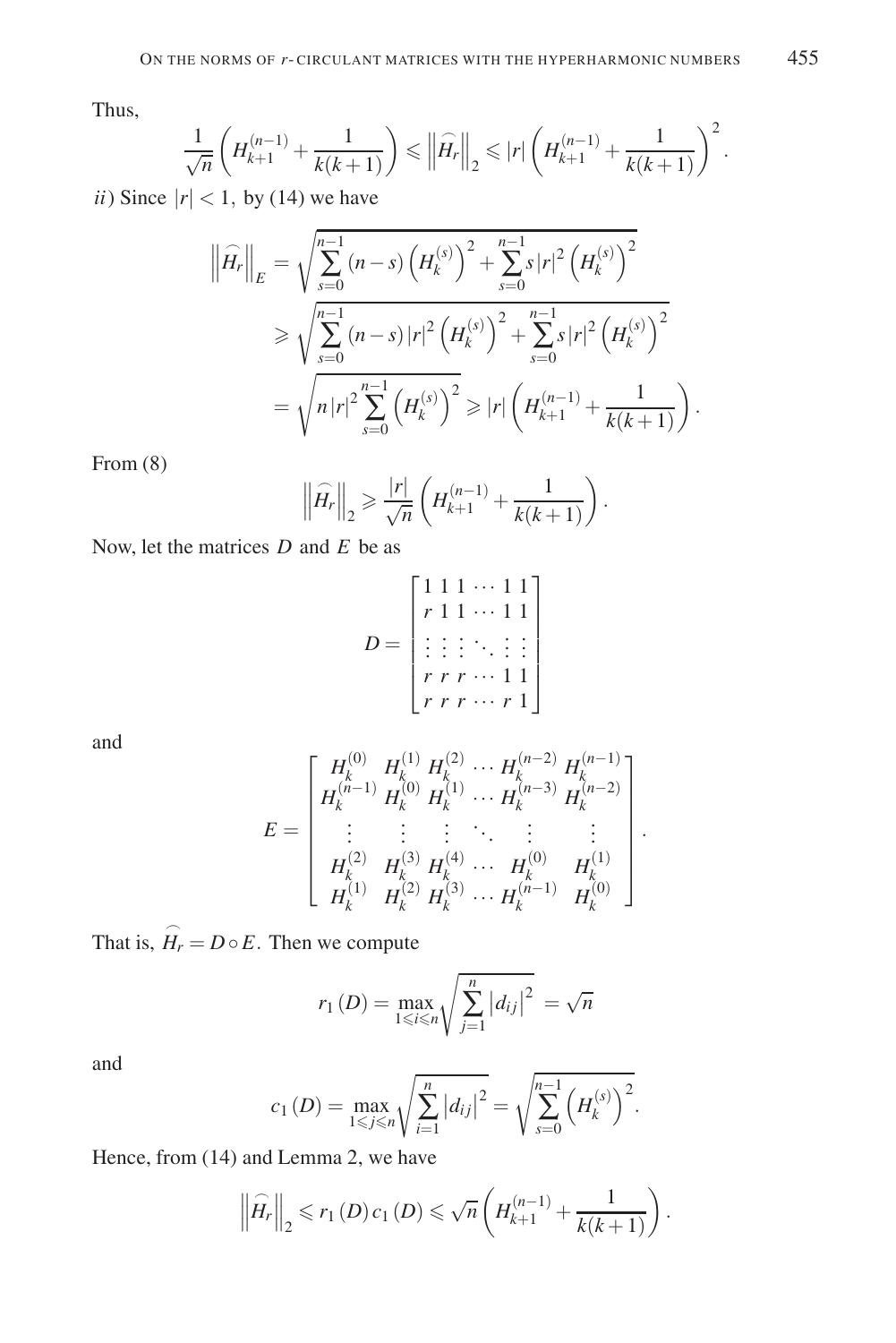Thus,

$$\frac{1}{\sqrt{n}}\left(H_{k+1}^{(n-1)}+\frac{1}{k(k+1)}\right) \leqslant \left\|\widehat{H_r}\right\|_2 \leqslant |r|\left(H_{k+1}^{(n-1)}+\frac{1}{k(k+1)}\right)^2.$$

*ii*) Since $|r|<1,$ by (14) we have

$$\begin{aligned}
\left\|\widehat{H_r}\right\|_E &= \sqrt{\sum_{s=0}^{n-1}(n-s)\left(H_k^{(s)}\right)^2+\sum_{s=0}^{n-1}s|r|^2\left(H_k^{(s)}\right)^2} \\
&\geqslant \sqrt{\sum_{s=0}^{n-1}(n-s)|r|^2\left(H_k^{(s)}\right)^2+\sum_{s=0}^{n-1}s|r|^2\left(H_k^{(s)}\right)^2} \\
&= \sqrt{n|r|^2\sum_{s=0}^{n-1}\left(H_k^{(s)}\right)^2} \geqslant |r|\left(H_{k+1}^{(n-1)}+\frac{1}{k(k+1)}\right).
\end{aligned}$$

From (8)

$$\left\|\widehat{H_r}\right\|_2 \geqslant \frac{|r|}{\sqrt{n}}\left(H_{k+1}^{(n-1)}+\frac{1}{k(k+1)}\right).$$

Now, let the matrices $D$ and $E$ be as

$$D=\begin{bmatrix} 1 & 1 & 1 & \cdots & 1 & 1 \\ r & 1 & 1 & \cdots & 1 & 1 \\ \vdots & \vdots & \vdots & \ddots & \vdots & \vdots \\ r & r & r & \cdots & 1 & 1 \\ r & r & r & \cdots & r & 1 \end{bmatrix}$$

and

$$E=\begin{bmatrix} H_k^{(0)} & H_k^{(1)} & H_k^{(2)} & \cdots & H_k^{(n-2)} & H_k^{(n-1)} \\ H_k^{(n-1)} & H_k^{(0)} & H_k^{(1)} & \cdots & H_k^{(n-3)} & H_k^{(n-2)} \\ \vdots & \vdots & \vdots & \ddots & \vdots & \vdots \\ H_k^{(2)} & H_k^{(3)} & H_k^{(4)} & \cdots & H_k^{(0)} & H_k^{(1)} \\ H_k^{(1)} & H_k^{(2)} & H_k^{(3)} & \cdots & H_k^{(n-1)} & H_k^{(0)} \end{bmatrix}.$$

That is, $\widehat{H_r}=D\circ E$. Then we compute

$$r_1(D)=\max_{1\leqslant i\leqslant n}\sqrt{\sum_{j=1}^{n}\left|d_{ij}\right|^2}=\sqrt{n}$$

and

$$c_1(D)=\max_{1\leqslant j\leqslant n}\sqrt{\sum_{i=1}^{n}\left|d_{ij}\right|^2}=\sqrt{\sum_{s=0}^{n-1}\left(H_k^{(s)}\right)^2}.$$

Hence, from (14) and Lemma 2, we have

$$\left\|\widehat{H_r}\right\|_2 \leqslant r_1(D)\,c_1(D) \leqslant \sqrt{n}\left(H_{k+1}^{(n-1)}+\frac{1}{k(k+1)}\right).$$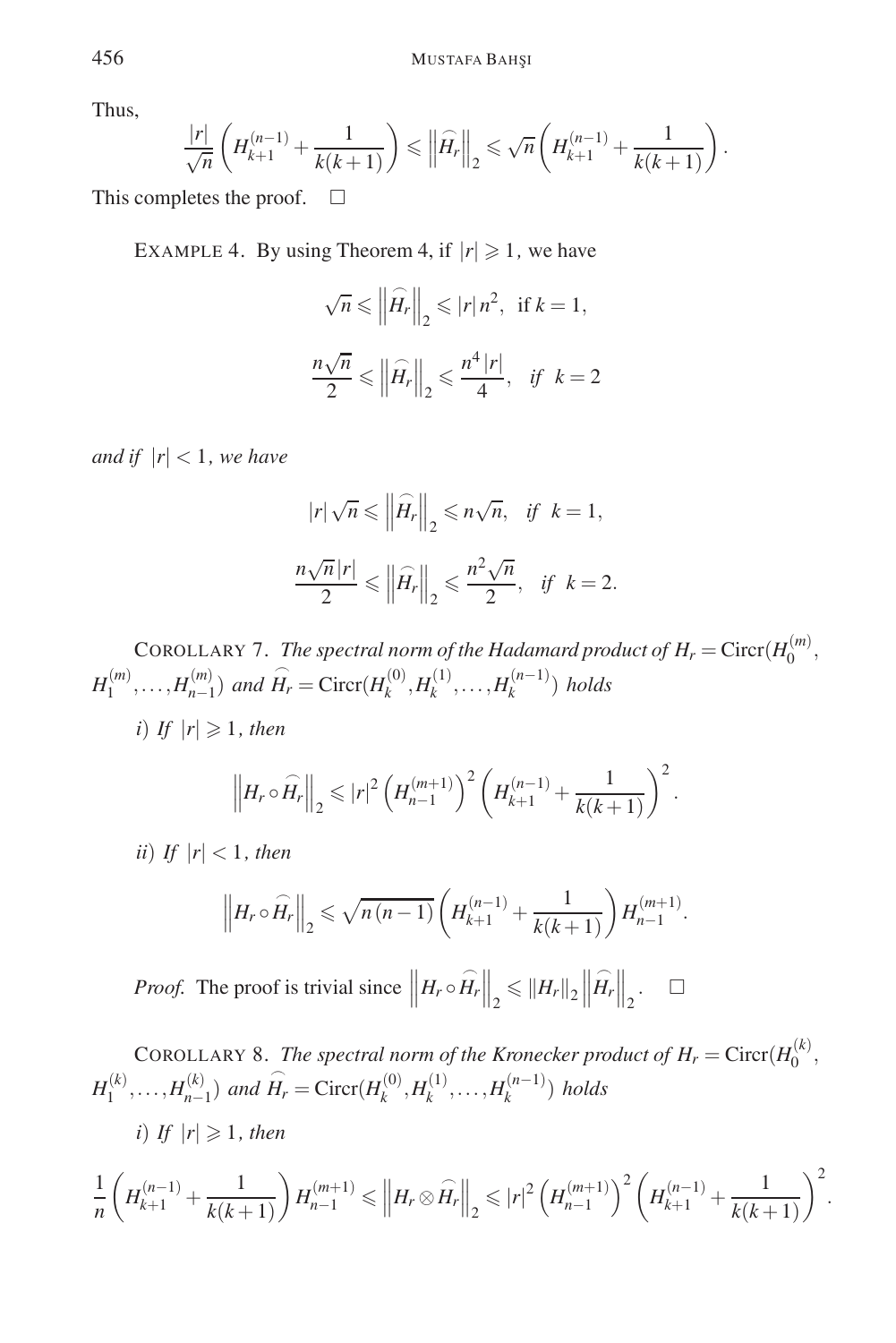Thus,

$$\frac{|r|}{\sqrt{n}}\left(H_{k+1}^{(n-1)}+\frac{1}{k(k+1)}\right)\leqslant\left\|\widehat{H_r}\right\|_2\leqslant\sqrt{n}\left(H_{k+1}^{(n-1)}+\frac{1}{k(k+1)}\right).$$

This completes the proof. $\square$

EXAMPLE 4. By using Theorem 4, if $|r|\geqslant 1$, we have

$$\sqrt{n}\leqslant\left\|\widehat{H_r}\right\|_2\leqslant|r|\,n^2,\ \text{ if } k=1,$$

$$\frac{n\sqrt{n}}{2}\leqslant\left\|\widehat{H_r}\right\|_2\leqslant\frac{n^4\,|r|}{4},\quad \textit{if}\ \ k=2$$

*and if* $|r|<1$, *we have*

$$|r|\sqrt{n}\leqslant\left\|\widehat{H_r}\right\|_2\leqslant n\sqrt{n},\quad \textit{if}\ \ k=1,$$

$$\frac{n\sqrt{n}\,|r|}{2}\leqslant\left\|\widehat{H_r}\right\|_2\leqslant\frac{n^2\sqrt{n}}{2},\quad \textit{if}\ \ k=2.$$

COROLLARY 7. *The spectral norm of the Hadamard product of* $H_r=\operatorname{Circr}(H_0^{(m)}, H_1^{(m)},\ldots,H_{n-1}^{(m)})$ *and* $\widehat{H_r}=\operatorname{Circr}(H_k^{(0)},H_k^{(1)},\ldots,H_k^{(n-1)})$ *holds*

*i) If* $|r|\geqslant 1$, *then*

$$\left\|H_r\circ\widehat{H_r}\right\|_2\leqslant|r|^2\left(H_{n-1}^{(m+1)}\right)^2\left(H_{k+1}^{(n-1)}+\frac{1}{k(k+1)}\right)^2.$$

*ii) If* $|r|<1$, *then*

$$\left\|H_r\circ\widehat{H_r}\right\|_2\leqslant\sqrt{n\,(n-1)}\left(H_{k+1}^{(n-1)}+\frac{1}{k(k+1)}\right)H_{n-1}^{(m+1)}.$$

*Proof.* The proof is trivial since $\left\|H_r\circ\widehat{H_r}\right\|_2\leqslant\|H_r\|_2\left\|\widehat{H_r}\right\|_2$. $\square$

COROLLARY 8. *The spectral norm of the Kronecker product of* $H_r=\operatorname{Circr}(H_0^{(k)}, H_1^{(k)},\ldots,H_{n-1}^{(k)})$ *and* $\widehat{H_r}=\operatorname{Circr}(H_k^{(0)},H_k^{(1)},\ldots,H_k^{(n-1)})$ *holds*

*i) If* $|r|\geqslant 1$, *then*

$$\frac{1}{n}\left(H_{k+1}^{(n-1)}+\frac{1}{k(k+1)}\right)H_{n-1}^{(m+1)}\leqslant\left\|H_r\otimes\widehat{H_r}\right\|_2\leqslant|r|^2\left(H_{n-1}^{(m+1)}\right)^2\left(H_{k+1}^{(n-1)}+\frac{1}{k(k+1)}\right)^2.$$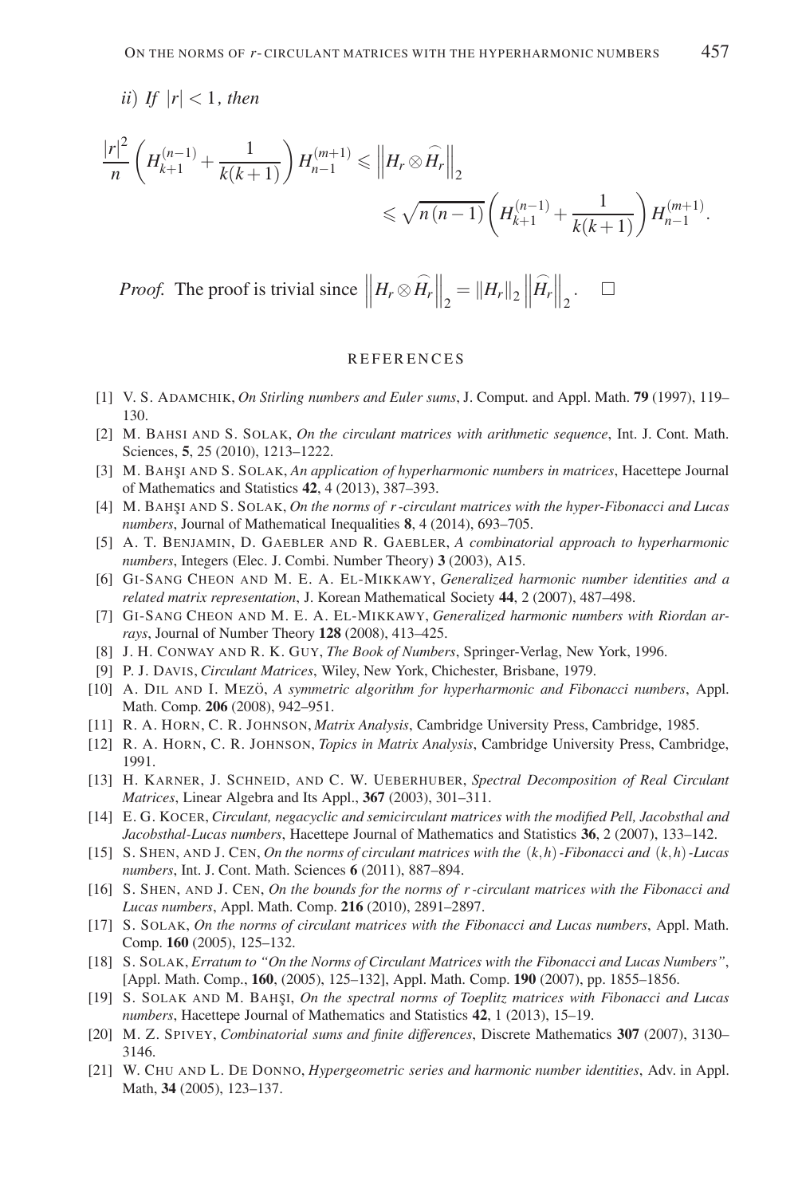*ii) If* $|r| < 1$*, then*

$$\frac{|r|^2}{n}\left(H_{k+1}^{(n-1)} + \frac{1}{k(k+1)}\right) H_{n-1}^{(m+1)} \leqslant \left\| H_r \otimes \widehat{H_r} \right\|_2 \leqslant \sqrt{n\,(n-1)}\left(H_{k+1}^{(n-1)} + \frac{1}{k(k+1)}\right) H_{n-1}^{(m+1)}.$$

*Proof.* The proof is trivial since $\left\| H_r \otimes \widehat{H_r} \right\|_2 = \|H_r\|_2 \left\| \widehat{H_r} \right\|_2$. $\square$

## REFERENCES

[1] V. S. Adamchik, *On Stirling numbers and Euler sums*, J. Comput. and Appl. Math. **79** (1997), 119–130.

[2] M. Bahsi and S. Solak, *On the circulant matrices with arithmetic sequence*, Int. J. Cont. Math. Sciences, **5**, 25 (2010), 1213–1222.

[3] M. Bahşi and S. Solak, *An application of hyperharmonic numbers in matrices*, Hacettepe Journal of Mathematics and Statistics **42**, 4 (2013), 387–393.

[4] M. Bahşi and S. Solak, *On the norms of r-circulant matrices with the hyper-Fibonacci and Lucas numbers*, Journal of Mathematical Inequalities **8**, 4 (2014), 693–705.

[5] A. T. Benjamin, D. Gaebler and R. Gaebler, *A combinatorial approach to hyperharmonic numbers*, Integers (Elec. J. Combi. Number Theory) **3** (2003), A15.

[6] Gi-Sang Cheon and M. E. A. El-Mikkawy, *Generalized harmonic number identities and a related matrix representation*, J. Korean Mathematical Society **44**, 2 (2007), 487–498.

[7] Gi-Sang Cheon and M. E. A. El-Mikkawy, *Generalized harmonic numbers with Riordan arrays*, Journal of Number Theory **128** (2008), 413–425.

[8] J. H. Conway and R. K. Guy, *The Book of Numbers*, Springer-Verlag, New York, 1996.

[9] P. J. Davis, *Circulant Matrices*, Wiley, New York, Chichester, Brisbane, 1979.

[10] A. Dil and I. Mező, *A symmetric algorithm for hyperharmonic and Fibonacci numbers*, Appl. Math. Comp. **206** (2008), 942–951.

[11] R. A. Horn, C. R. Johnson, *Matrix Analysis*, Cambridge University Press, Cambridge, 1985.

[12] R. A. Horn, C. R. Johnson, *Topics in Matrix Analysis*, Cambridge University Press, Cambridge, 1991.

[13] H. Karner, J. Schneid, and C. W. Ueberhuber, *Spectral Decomposition of Real Circulant Matrices*, Linear Algebra and Its Appl., **367** (2003), 301–311.

[14] E. G. Kocer, *Circulant, negacyclic and semicirculant matrices with the modified Pell, Jacobsthal and Jacobsthal-Lucas numbers*, Hacettepe Journal of Mathematics and Statistics **36**, 2 (2007), 133–142.

[15] S. Shen, and J. Cen, *On the norms of circulant matrices with the (k,h)-Fibonacci and (k,h)-Lucas numbers*, Int. J. Cont. Math. Sciences **6** (2011), 887–894.

[16] S. Shen, and J. Cen, *On the bounds for the norms of r-circulant matrices with the Fibonacci and Lucas numbers*, Appl. Math. Comp. **216** (2010), 2891–2897.

[17] S. Solak, *On the norms of circulant matrices with the Fibonacci and Lucas numbers*, Appl. Math. Comp. **160** (2005), 125–132.

[18] S. Solak, *Erratum to "On the Norms of Circulant Matrices with the Fibonacci and Lucas Numbers"*, [Appl. Math. Comp., **160**, (2005), 125–132], Appl. Math. Comp. **190** (2007), pp. 1855–1856.

[19] S. Solak and M. Bahşi, *On the spectral norms of Toeplitz matrices with Fibonacci and Lucas numbers*, Hacettepe Journal of Mathematics and Statistics **42**, 1 (2013), 15–19.

[20] M. Z. Spivey, *Combinatorial sums and finite differences*, Discrete Mathematics **307** (2007), 3130–3146.

[21] W. Chu and L. De Donno, *Hypergeometric series and harmonic number identities*, Adv. in Appl. Math, **34** (2005), 123–137.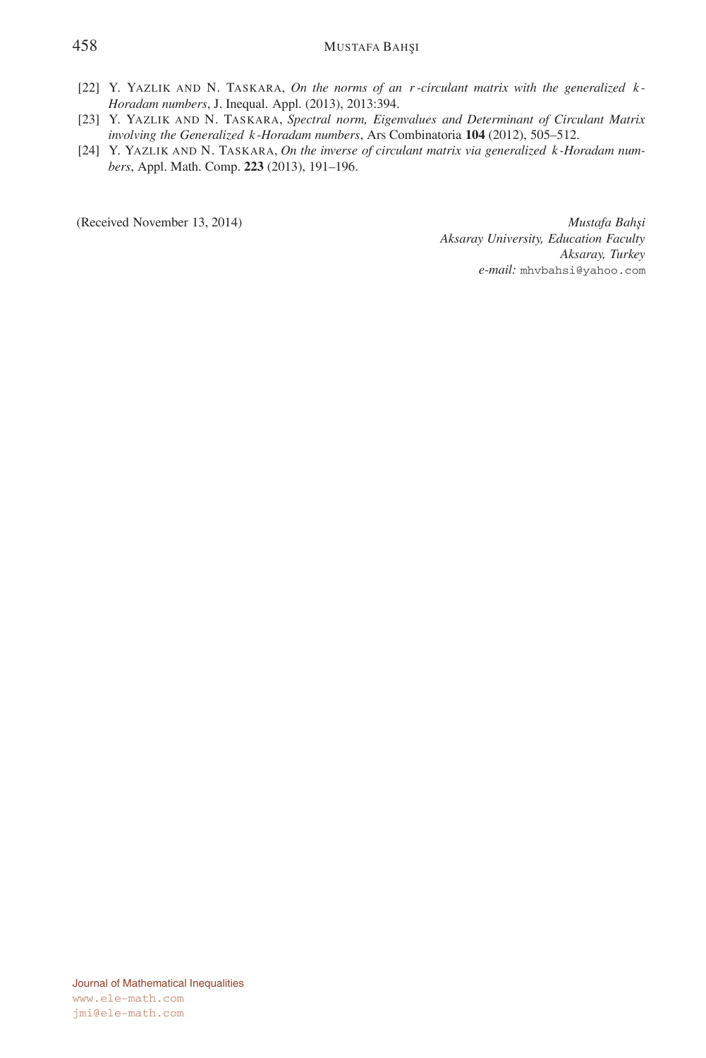[22] Y. Yazlik and N. Taskara, *On the norms of an $r$-circulant matrix with the generalized $k$-Horadam numbers*, J. Inequal. Appl. (2013), 2013:394.

[23] Y. Yazlik and N. Taskara, *Spectral norm, Eigenvalues and Determinant of Circulant Matrix involving the Generalized $k$-Horadam numbers*, Ars Combinatoria **104** (2012), 505–512.

[24] Y. Yazlik and N. Taskara, *On the inverse of circulant matrix via generalized $k$-Horadam numbers*, Appl. Math. Comp. **223** (2013), 191–196.

(Received November 13, 2014)

*Mustafa Bahşi*
*Aksaray University, Education Faculty*
*Aksaray, Turkey*
*e-mail:* mhvbahsi@yahoo.com

Journal of Mathematical Inequalities
www.ele-math.com
jmi@ele-math.com